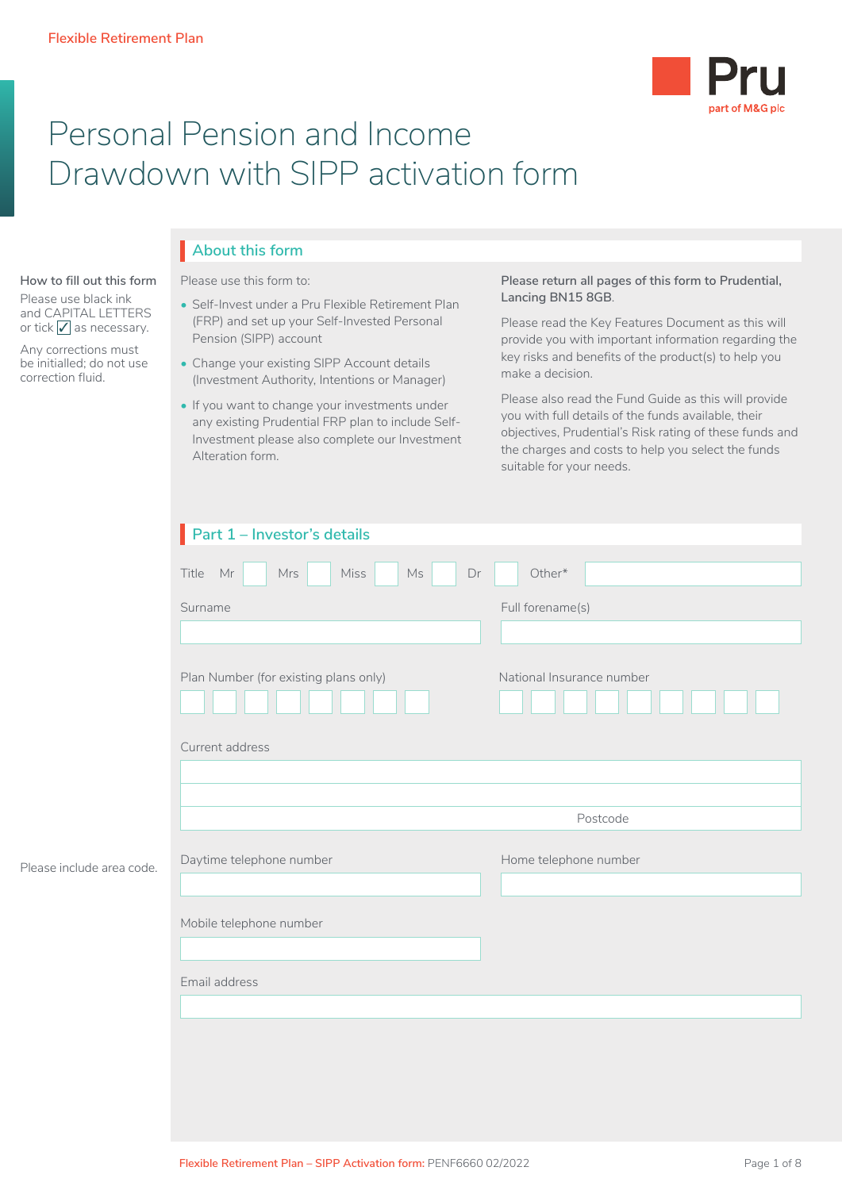Flexible Retirement Plan

Pru
part of M&G plc

# Personal Pension and Income Drawdown with SIPP activation form

## About this form

**How to fill out this form**

Please use black ink and CAPITAL LETTERS or tick ✓ as necessary.

Any corrections must be initialled; do not use correction fluid.

Please use this form to:

- Self-Invest under a Pru Flexible Retirement Plan (FRP) and set up your Self-Invested Personal Pension (SIPP) account
- Change your existing SIPP Account details (Investment Authority, Intentions or Manager)
- If you want to change your investments under any existing Prudential FRP plan to include Self-Investment please also complete our Investment Alteration form.

**Please return all pages of this form to Prudential, Lancing BN15 8GB.**

Please read the Key Features Document as this will provide you with important information regarding the key risks and benefits of the product(s) to help you make a decision.

Please also read the Fund Guide as this will provide you with full details of the funds available, their objectives, Prudential's Risk rating of these funds and the charges and costs to help you select the funds suitable for your needs.

## Part 1 – Investor's details

Title Mr ☐ Mrs ☐ Miss ☐ Ms ☐ Dr ☐ Other* ____________

Surname ____________

Full forename(s) ____________

Plan Number (for existing plans only) ☐☐☐☐☐☐☐☐

National Insurance number ☐☐☐☐☐☐☐☐☐

Current address

____________

____________

Postcode ____________

Please include area code.

Daytime telephone number ____________

Home telephone number ____________

Mobile telephone number ____________

Email address ____________

Flexible Retirement Plan – SIPP Activation form: PENF6660 02/2022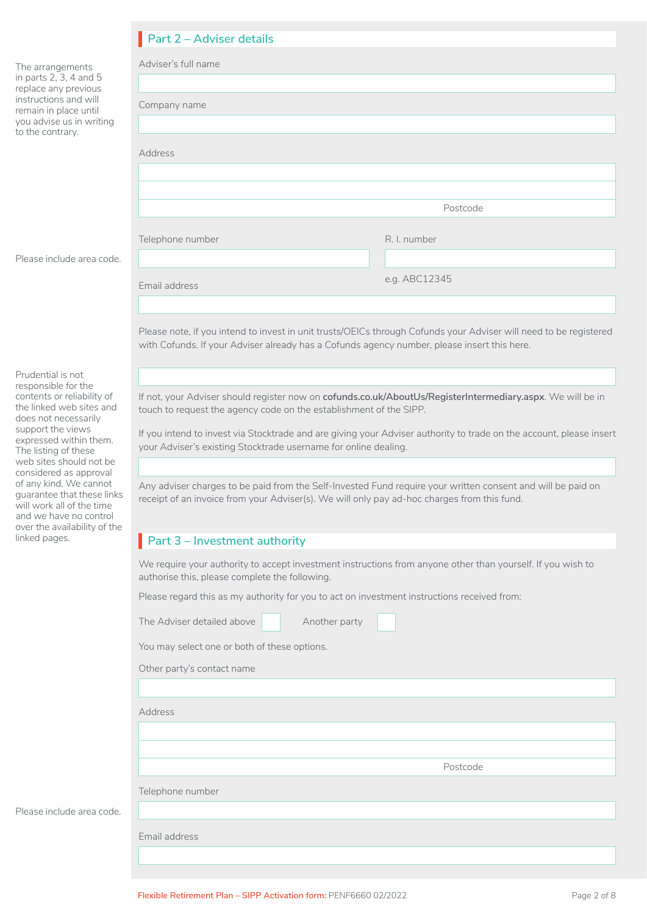## Part 2 – Adviser details

The arrangements in parts 2, 3, 4 and 5 replace any previous instructions and will remain in place until you advise us in writing to the contrary.

Adviser's full name

Company name

Address

Postcode

Telephone number

Please include area code.

R. I. number

e.g. ABC12345

Email address

Please note, if you intend to invest in unit trusts/OEICs through Cofunds your Adviser will need to be registered with Cofunds. If your Adviser already has a Cofunds agency number, please insert this here.

Prudential is not responsible for the contents or reliability of the linked web sites and does not necessarily support the views expressed within them. The listing of these web sites should not be considered as approval of any kind. We cannot guarantee that these links will work all of the time and we have no control over the availability of the linked pages.

If not, your Adviser should register now on **cofunds.co.uk/AboutUs/RegisterIntermediary.aspx**. We will be in touch to request the agency code on the establishment of the SIPP.

If you intend to invest via Stocktrade and are giving your Adviser authority to trade on the account, please insert your Adviser's existing Stocktrade username for online dealing.

Any adviser charges to be paid from the Self-Invested Fund require your written consent and will be paid on receipt of an invoice from your Adviser(s). We will only pay ad-hoc charges from this fund.

## Part 3 – Investment authority

We require your authority to accept investment instructions from anyone other than yourself. If you wish to authorise this, please complete the following.

Please regard this as my authority for you to act on investment instructions received from:

The Adviser detailed above ☐ Another party ☐

You may select one or both of these options.

Other party's contact name

Address

Postcode

Telephone number

Please include area code.

Email address

Flexible Retirement Plan – SIPP Activation form: PENF6660 02/2022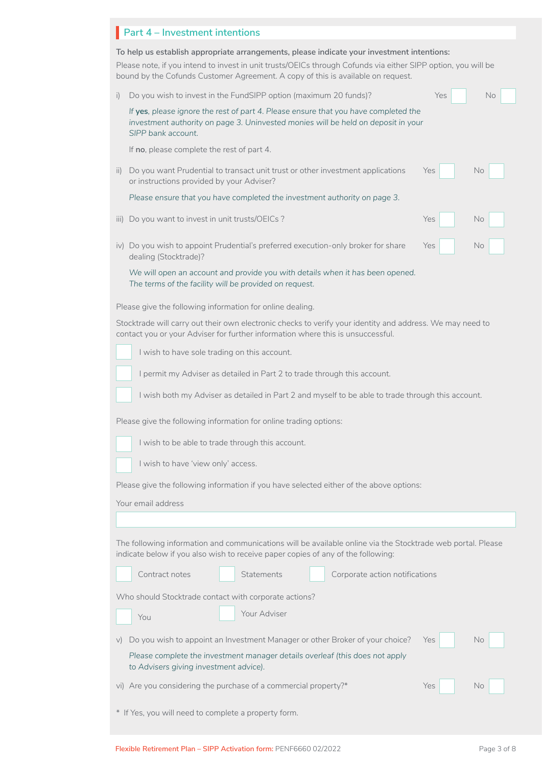## Part 4 – Investment intentions

**To help us establish appropriate arrangements, please indicate your investment intentions:**

Please note, if you intend to invest in unit trusts/OEICs through Cofunds via either SIPP option, you will be bound by the Cofunds Customer Agreement. A copy of this is available on request.

i) Do you wish to invest in the FundSIPP option (maximum 20 funds)? Yes ☐ No ☐

*If **yes**, please ignore the rest of part 4. Please ensure that you have completed the investment authority on page 3. Uninvested monies will be held on deposit in your SIPP bank account.*

If **no**, please complete the rest of part 4.

ii) Do you want Prudential to transact unit trust or other investment applications or instructions provided by your Adviser? Yes ☐ No ☐

*Please ensure that you have completed the investment authority on page 3.*

iii) Do you want to invest in unit trusts/OEICs ? Yes ☐ No ☐

iv) Do you wish to appoint Prudential's preferred execution-only broker for share dealing (Stocktrade)? Yes ☐ No ☐

*We will open an account and provide you with details when it has been opened. The terms of the facility will be provided on request.*

Please give the following information for online dealing.

Stocktrade will carry out their own electronic checks to verify your identity and address. We may need to contact you or your Adviser for further information where this is unsuccessful.

☐ I wish to have sole trading on this account.

☐ I permit my Adviser as detailed in Part 2 to trade through this account.

☐ I wish both my Adviser as detailed in Part 2 and myself to be able to trade through this account.

Please give the following information for online trading options:

☐ I wish to be able to trade through this account.

☐ I wish to have 'view only' access.

Please give the following information if you have selected either of the above options:

Your email address

\_\_\_\_\_\_\_\_\_\_\_\_\_\_\_\_\_\_\_\_\_\_\_\_\_\_\_\_\_\_\_\_

The following information and communications will be available online via the Stocktrade web portal. Please indicate below if you also wish to receive paper copies of any of the following:

☐ Contract notes ☐ Statements ☐ Corporate action notifications

Who should Stocktrade contact with corporate actions?

☐ You ☐ Your Adviser

v) Do you wish to appoint an Investment Manager or other Broker of your choice? Yes ☐ No ☐

*Please complete the investment manager details overleaf (this does not apply to Advisers giving investment advice).*

vi) Are you considering the purchase of a commercial property?* Yes ☐ No ☐

\* If Yes, you will need to complete a property form.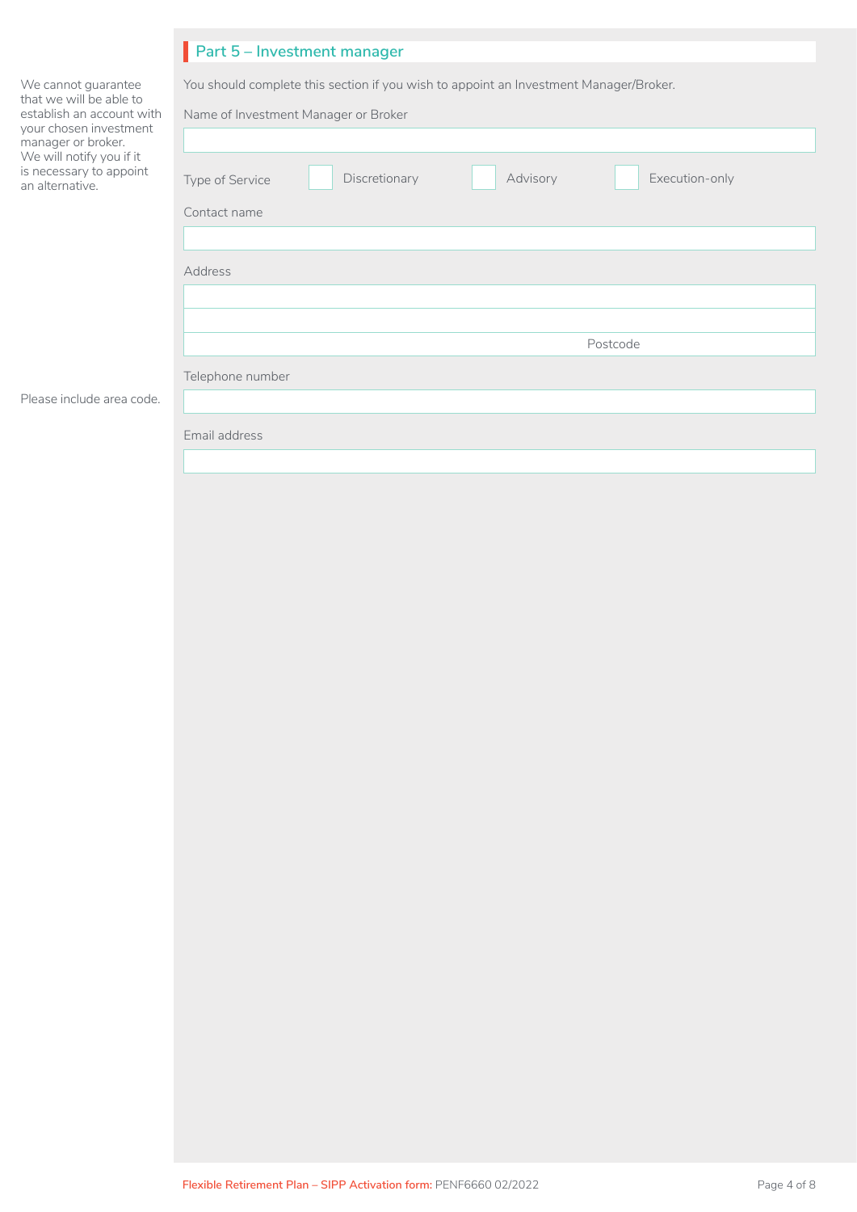## Part 5 – Investment manager

We cannot guarantee that we will be able to establish an account with your chosen investment manager or broker. We will notify you if it is necessary to appoint an alternative.

You should complete this section if you wish to appoint an Investment Manager/Broker.

Name of Investment Manager or Broker

Type of Service ☐ Discretionary ☐ Advisory ☐ Execution-only

Contact name

Address

Postcode

Telephone number

Please include area code.

Email address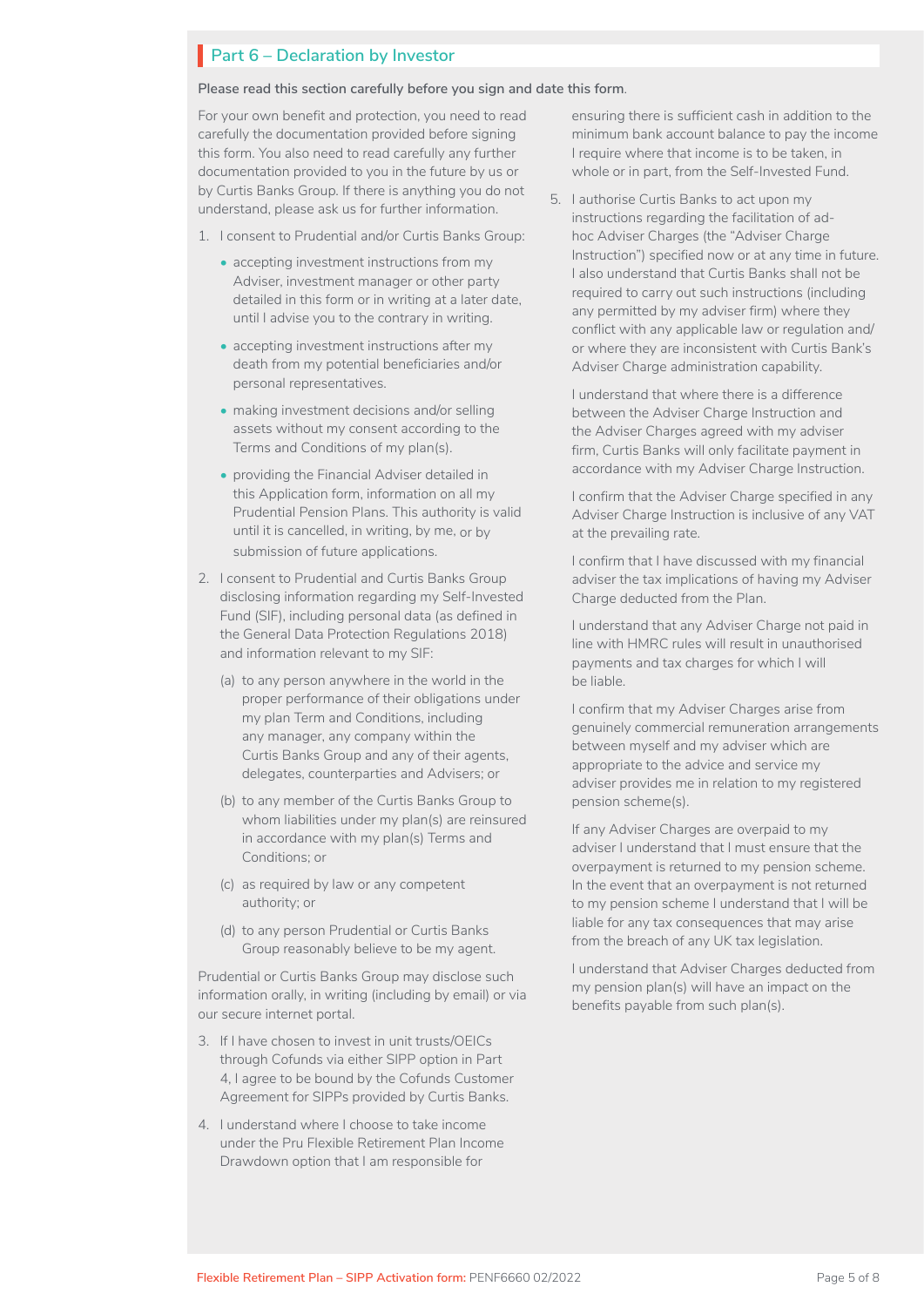## Part 6 – Declaration by Investor

**Please read this section carefully before you sign and date this form**.

For your own benefit and protection, you need to read carefully the documentation provided before signing this form. You also need to read carefully any further documentation provided to you in the future by us or by Curtis Banks Group. If there is anything you do not understand, please ask us for further information.

1. I consent to Prudential and/or Curtis Banks Group:
   - accepting investment instructions from my Adviser, investment manager or other party detailed in this form or in writing at a later date, until I advise you to the contrary in writing.
   - accepting investment instructions after my death from my potential beneficiaries and/or personal representatives.
   - making investment decisions and/or selling assets without my consent according to the Terms and Conditions of my plan(s).
   - providing the Financial Adviser detailed in this Application form, information on all my Prudential Pension Plans. This authority is valid until it is cancelled, in writing, by me, or by submission of future applications.
2. I consent to Prudential and Curtis Banks Group disclosing information regarding my Self-Invested Fund (SIF), including personal data (as defined in the General Data Protection Regulations 2018) and information relevant to my SIF:
   - (a) to any person anywhere in the world in the proper performance of their obligations under my plan Term and Conditions, including any manager, any company within the Curtis Banks Group and any of their agents, delegates, counterparties and Advisers; or
   - (b) to any member of the Curtis Banks Group to whom liabilities under my plan(s) are reinsured in accordance with my plan(s) Terms and Conditions; or
   - (c) as required by law or any competent authority; or
   - (d) to any person Prudential or Curtis Banks Group reasonably believe to be my agent.

   Prudential or Curtis Banks Group may disclose such information orally, in writing (including by email) or via our secure internet portal.
3. If I have chosen to invest in unit trusts/OEICs through Cofunds via either SIPP option in Part 4, I agree to be bound by the Cofunds Customer Agreement for SIPPs provided by Curtis Banks.
4. I understand where I choose to take income under the Pru Flexible Retirement Plan Income Drawdown option that I am responsible for ensuring there is sufficient cash in addition to the minimum bank account balance to pay the income I require where that income is to be taken, in whole or in part, from the Self-Invested Fund.
5. I authorise Curtis Banks to act upon my instructions regarding the facilitation of ad-hoc Adviser Charges (the "Adviser Charge Instruction") specified now or at any time in future. I also understand that Curtis Banks shall not be required to carry out such instructions (including any permitted by my adviser firm) where they conflict with any applicable law or regulation and/or where they are inconsistent with Curtis Bank's Adviser Charge administration capability.

   I understand that where there is a difference between the Adviser Charge Instruction and the Adviser Charges agreed with my adviser firm, Curtis Banks will only facilitate payment in accordance with my Adviser Charge Instruction.

   I confirm that the Adviser Charge specified in any Adviser Charge Instruction is inclusive of any VAT at the prevailing rate.

   I confirm that I have discussed with my financial adviser the tax implications of having my Adviser Charge deducted from the Plan.

   I understand that any Adviser Charge not paid in line with HMRC rules will result in unauthorised payments and tax charges for which I will be liable.

   I confirm that my Adviser Charges arise from genuinely commercial remuneration arrangements between myself and my adviser which are appropriate to the advice and service my adviser provides me in relation to my registered pension scheme(s).

   If any Adviser Charges are overpaid to my adviser I understand that I must ensure that the overpayment is returned to my pension scheme. In the event that an overpayment is not returned to my pension scheme I understand that I will be liable for any tax consequences that may arise from the breach of any UK tax legislation.

   I understand that Adviser Charges deducted from my pension plan(s) will have an impact on the benefits payable from such plan(s).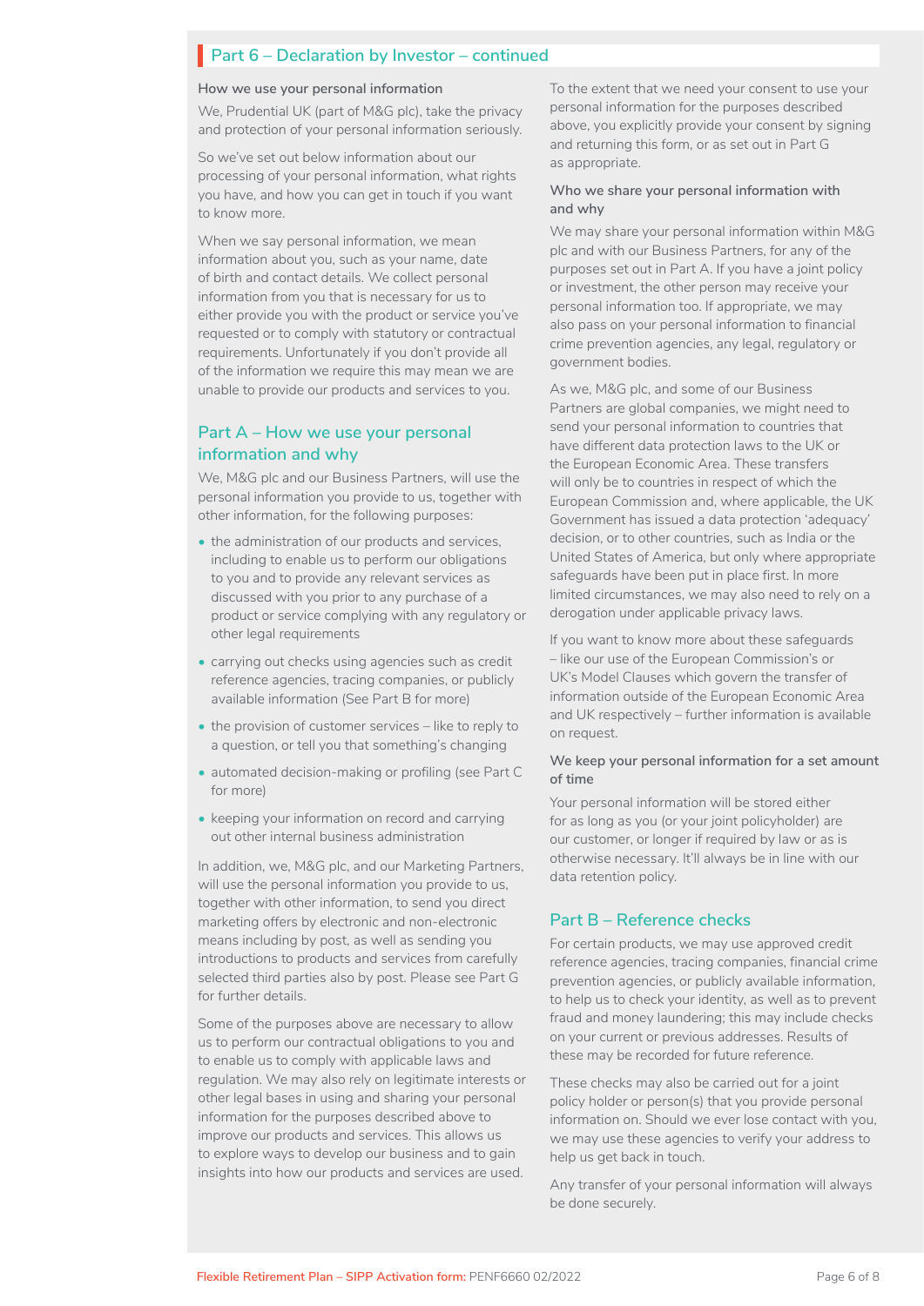## Part 6 – Declaration by Investor – continued

**How we use your personal information**

We, Prudential UK (part of M&G plc), take the privacy and protection of your personal information seriously.

So we've set out below information about our processing of your personal information, what rights you have, and how you can get in touch if you want to know more.

When we say personal information, we mean information about you, such as your name, date of birth and contact details. We collect personal information from you that is necessary for us to either provide you with the product or service you've requested or to comply with statutory or contractual requirements. Unfortunately if you don't provide all of the information we require this may mean we are unable to provide our products and services to you.

### Part A – How we use your personal information and why

We, M&G plc and our Business Partners, will use the personal information you provide to us, together with other information, for the following purposes:

- the administration of our products and services, including to enable us to perform our obligations to you and to provide any relevant services as discussed with you prior to any purchase of a product or service complying with any regulatory or other legal requirements
- carrying out checks using agencies such as credit reference agencies, tracing companies, or publicly available information (See Part B for more)
- the provision of customer services – like to reply to a question, or tell you that something's changing
- automated decision-making or profiling (see Part C for more)
- keeping your information on record and carrying out other internal business administration

In addition, we, M&G plc, and our Marketing Partners, will use the personal information you provide to us, together with other information, to send you direct marketing offers by electronic and non-electronic means including by post, as well as sending you introductions to products and services from carefully selected third parties also by post. Please see Part G for further details.

Some of the purposes above are necessary to allow us to perform our contractual obligations to you and to enable us to comply with applicable laws and regulation. We may also rely on legitimate interests or other legal bases in using and sharing your personal information for the purposes described above to improve our products and services. This allows us to explore ways to develop our business and to gain insights into how our products and services are used.

To the extent that we need your consent to use your personal information for the purposes described above, you explicitly provide your consent by signing and returning this form, or as set out in Part G as appropriate.

**Who we share your personal information with and why**

We may share your personal information within M&G plc and with our Business Partners, for any of the purposes set out in Part A. If you have a joint policy or investment, the other person may receive your personal information too. If appropriate, we may also pass on your personal information to financial crime prevention agencies, any legal, regulatory or government bodies.

As we, M&G plc, and some of our Business Partners are global companies, we might need to send your personal information to countries that have different data protection laws to the UK or the European Economic Area. These transfers will only be to countries in respect of which the European Commission and, where applicable, the UK Government has issued a data protection 'adequacy' decision, or to other countries, such as India or the United States of America, but only where appropriate safeguards have been put in place first. In more limited circumstances, we may also need to rely on a derogation under applicable privacy laws.

If you want to know more about these safeguards – like our use of the European Commission's or UK's Model Clauses which govern the transfer of information outside of the European Economic Area and UK respectively – further information is available on request.

**We keep your personal information for a set amount of time**

Your personal information will be stored either for as long as you (or your joint policyholder) are our customer, or longer if required by law or as is otherwise necessary. It'll always be in line with our data retention policy.

### Part B – Reference checks

For certain products, we may use approved credit reference agencies, tracing companies, financial crime prevention agencies, or publicly available information, to help us to check your identity, as well as to prevent fraud and money laundering; this may include checks on your current or previous addresses. Results of these may be recorded for future reference.

These checks may also be carried out for a joint policy holder or person(s) that you provide personal information on. Should we ever lose contact with you, we may use these agencies to verify your address to help us get back in touch.

Any transfer of your personal information will always be done securely.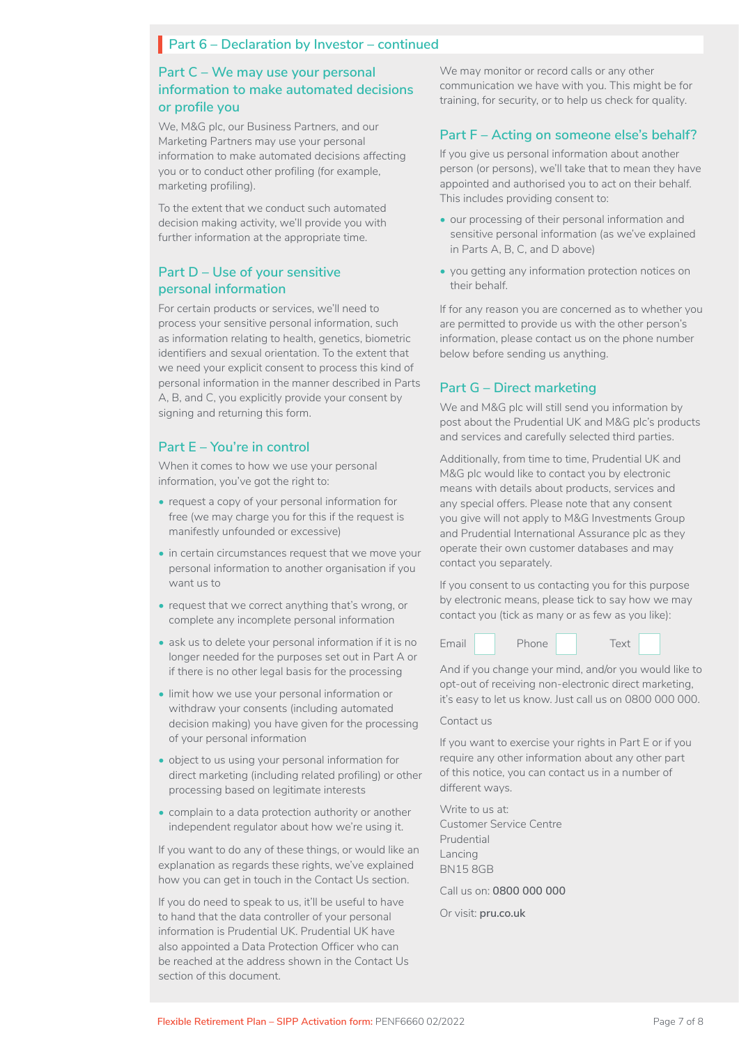## Part 6 – Declaration by Investor – continued

### Part C – We may use your personal information to make automated decisions or profile you

We, M&G plc, our Business Partners, and our Marketing Partners may use your personal information to make automated decisions affecting you or to conduct other profiling (for example, marketing profiling).

To the extent that we conduct such automated decision making activity, we'll provide you with further information at the appropriate time.

### Part D – Use of your sensitive personal information

For certain products or services, we'll need to process your sensitive personal information, such as information relating to health, genetics, biometric identifiers and sexual orientation. To the extent that we need your explicit consent to process this kind of personal information in the manner described in Parts A, B, and C, you explicitly provide your consent by signing and returning this form.

### Part E – You're in control

When it comes to how we use your personal information, you've got the right to:

- request a copy of your personal information for free (we may charge you for this if the request is manifestly unfounded or excessive)
- in certain circumstances request that we move your personal information to another organisation if you want us to
- request that we correct anything that's wrong, or complete any incomplete personal information
- ask us to delete your personal information if it is no longer needed for the purposes set out in Part A or if there is no other legal basis for the processing
- limit how we use your personal information or withdraw your consents (including automated decision making) you have given for the processing of your personal information
- object to us using your personal information for direct marketing (including related profiling) or other processing based on legitimate interests
- complain to a data protection authority or another independent regulator about how we're using it.

If you want to do any of these things, or would like an explanation as regards these rights, we've explained how you can get in touch in the Contact Us section.

If you do need to speak to us, it'll be useful to have to hand that the data controller of your personal information is Prudential UK. Prudential UK have also appointed a Data Protection Officer who can be reached at the address shown in the Contact Us section of this document.

We may monitor or record calls or any other communication we have with you. This might be for training, for security, or to help us check for quality.

### Part F – Acting on someone else's behalf?

If you give us personal information about another person (or persons), we'll take that to mean they have appointed and authorised you to act on their behalf. This includes providing consent to:

- our processing of their personal information and sensitive personal information (as we've explained in Parts A, B, C, and D above)
- you getting any information protection notices on their behalf.

If for any reason you are concerned as to whether you are permitted to provide us with the other person's information, please contact us on the phone number below before sending us anything.

### Part G – Direct marketing

We and M&G plc will still send you information by post about the Prudential UK and M&G plc's products and services and carefully selected third parties.

Additionally, from time to time, Prudential UK and M&G plc would like to contact you by electronic means with details about products, services and any special offers. Please note that any consent you give will not apply to M&G Investments Group and Prudential International Assurance plc as they operate their own customer databases and may contact you separately.

If you consent to us contacting you for this purpose by electronic means, please tick to say how we may contact you (tick as many or as few as you like):

Email ☐ Phone ☐ Text ☐

And if you change your mind, and/or you would like to opt-out of receiving non-electronic direct marketing, it's easy to let us know. Just call us on 0800 000 000.

Contact us

If you want to exercise your rights in Part E or if you require any other information about any other part of this notice, you can contact us in a number of different ways.

Write to us at:
Customer Service Centre
Prudential
Lancing
BN15 8GB

Call us on: **0800 000 000**

Or visit: **pru.co.uk**

Flexible Retirement Plan – SIPP Activation form: PENF6660 02/2022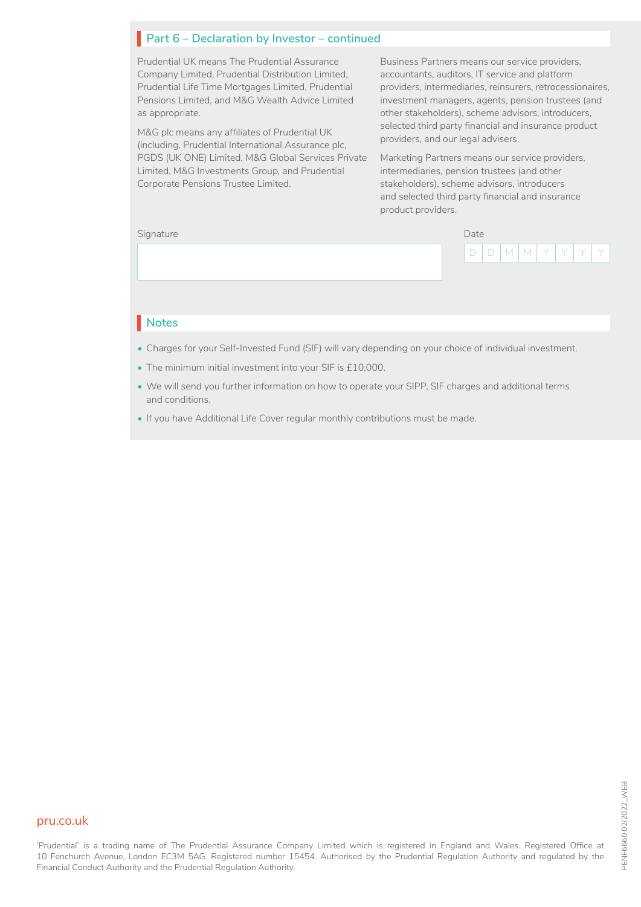## Part 6 – Declaration by Investor – continued

Prudential UK means The Prudential Assurance Company Limited, Prudential Distribution Limited, Prudential Life Time Mortgages Limited, Prudential Pensions Limited, and M&G Wealth Advice Limited as appropriate.

M&G plc means any affiliates of Prudential UK (including, Prudential International Assurance plc, PGDS (UK ONE) Limited, M&G Global Services Private Limited, M&G Investments Group, and Prudential Corporate Pensions Trustee Limited.

Business Partners means our service providers, accountants, auditors, IT service and platform providers, intermediaries, reinsurers, retrocessionaires, investment managers, agents, pension trustees (and other stakeholders), scheme advisors, introducers, selected third party financial and insurance product providers, and our legal advisers.

Marketing Partners means our service providers, intermediaries, pension trustees (and other stakeholders), scheme advisors, introducers and selected third party financial and insurance product providers.

Signature

Date

| D | D | M | M | Y | Y | Y | Y |
|---|---|---|---|---|---|---|---|

## Notes

- Charges for your Self-Invested Fund (SIF) will vary depending on your choice of individual investment.
- The minimum initial investment into your SIF is £10,000.
- We will send you further information on how to operate your SIPP, SIF charges and additional terms and conditions.
- If you have Additional Life Cover regular monthly contributions must be made.

pru.co.uk

'Prudential' is a trading name of The Prudential Assurance Company Limited which is registered in England and Wales. Registered Office at 10 Fenchurch Avenue, London EC3M 5AG. Registered number 15454. Authorised by the Prudential Regulation Authority and regulated by the Financial Conduct Authority and the Prudential Regulation Authority.

PENF6660 02/2022_WEB